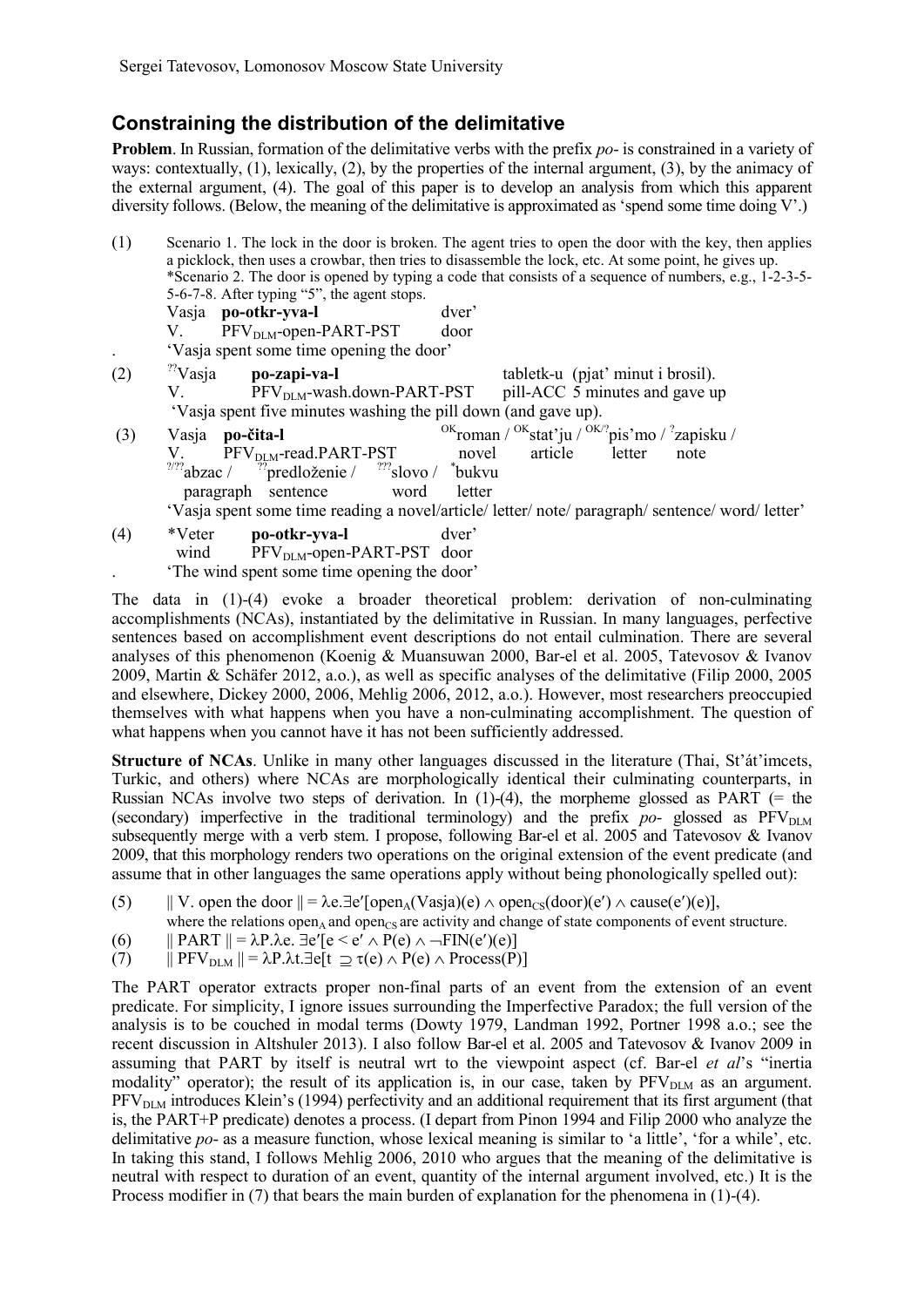Sergei Tatevosov, Lomonosov Moscow State University

## Constraining the distribution of the delimitative

**Problem**. In Russian, formation of the delimitative verbs with the prefix *po-* is constrained in a variety of ways: contextually, (1), lexically, (2), by the properties of the internal argument, (3), by the animacy of the external argument, (4). The goal of this paper is to develop an analysis from which this apparent diversity follows. (Below, the meaning of the delimitative is approximated as 'spend some time doing V'.)

(1) Scenario 1. The lock in the door is broken. The agent tries to open the door with the key, then applies a picklock, then uses a crowbar, then tries to disassemble the lock, etc. At some point, he gives up.
*Scenario 2. The door is opened by typing a code that consists of a sequence of numbers, e.g., 1-2-3-5-5-6-7-8. After typing "5", the agent stops.

Vasja **po-otkr-yva-l** dver'
V. $\text{PFV}_{\text{DLM}}$-open-PART-PST door
'Vasja spent some time opening the door'

(2) ??Vasja **po-zapi-va-l** tabletk-u (pjat' minut i brosil).
V. $\text{PFV}_{\text{DLM}}$-wash.down-PART-PST pill-ACC 5 minutes and gave up
'Vasja spent five minutes washing the pill down (and gave up).

(3) Vasja **po-čita-l** OKroman / OKstat'ju / OK/?pis'mo / ?zapisku /
V. $\text{PFV}_{\text{DLM}}$-read.PART-PST novel article letter note
?/??abzac / ??predloženie / ???slovo / *bukvu
paragraph sentence word letter
'Vasja spent some time reading a novel/article/ letter/ note/ paragraph/ sentence/ word/ letter'

(4) *Veter **po-otkr-yva-l** dver'
wind $\text{PFV}_{\text{DLM}}$-open-PART-PST door
'The wind spent some time opening the door'

The data in (1)-(4) evoke a broader theoretical problem: derivation of non-culminating accomplishments (NCAs), instantiated by the delimitative in Russian. In many languages, perfective sentences based on accomplishment event descriptions do not entail culmination. There are several analyses of this phenomenon (Koenig & Muansuwan 2000, Bar-el et al. 2005, Tatevosov & Ivanov 2009, Martin & Schäfer 2012, a.o.), as well as specific analyses of the delimitative (Filip 2000, 2005 and elsewhere, Dickey 2000, 2006, Mehlig 2006, 2012, a.o.). However, most researchers preoccupied themselves with what happens when you have a non-culminating accomplishment. The question of what happens when you cannot have it has not been sufficiently addressed.

**Structure of NCAs**. Unlike in many other languages discussed in the literature (Thai, St'át'imcets, Turkic, and others) where NCAs are morphologically identical their culminating counterparts, in Russian NCAs involve two steps of derivation. In (1)-(4), the morpheme glossed as PART (= the (secondary) imperfective in the traditional terminology) and the prefix *po-* glossed as $\text{PFV}_{\text{DLM}}$ subsequently merge with a verb stem. I propose, following Bar-el et al. 2005 and Tatevosov & Ivanov 2009, that this morphology renders two operations on the original extension of the event predicate (and assume that in other languages the same operations apply without being phonologically spelled out):

(5) $\|$ V. open the door $\| = \lambda e.\exists e'[\text{open}_A(\text{Vasja})(e) \wedge \text{open}_{CS}(\text{door})(e') \wedge \text{cause}(e')(e)]$,
where the relations $\text{open}_A$ and $\text{open}_{CS}$ are activity and change of state components of event structure.

(6) $\|$ PART $\| = \lambda P.\lambda e.\ \exists e'[e < e' \wedge P(e) \wedge \neg\text{FIN}(e')(e)]$

(7) $\|$ $\text{PFV}_{\text{DLM}}$ $\| = \lambda P.\lambda t.\exists e[t \supseteq \tau(e) \wedge P(e) \wedge \text{Process}(P)]$

The PART operator extracts proper non-final parts of an event from the extension of an event predicate. For simplicity, I ignore issues surrounding the Imperfective Paradox; the full version of the analysis is to be couched in modal terms (Dowty 1979, Landman 1992, Portner 1998 a.o.; see the recent discussion in Altshuler 2013). I also follow Bar-el et al. 2005 and Tatevosov & Ivanov 2009 in assuming that PART by itself is neutral wrt to the viewpoint aspect (cf. Bar-el *et al*'s "inertia modality" operator); the result of its application is, in our case, taken by $\text{PFV}_{\text{DLM}}$ as an argument. $\text{PFV}_{\text{DLM}}$ introduces Klein's (1994) perfectivity and an additional requirement that its first argument (that is, the PART+P predicate) denotes a process. (I depart from Pinon 1994 and Filip 2000 who analyze the delimitative *po-* as a measure function, whose lexical meaning is similar to 'a little', 'for a while', etc. In taking this stand, I follows Mehlig 2006, 2010 who argues that the meaning of the delimitative is neutral with respect to duration of an event, quantity of the internal argument involved, etc.) It is the Process modifier in (7) that bears the main burden of explanation for the phenomena in (1)-(4).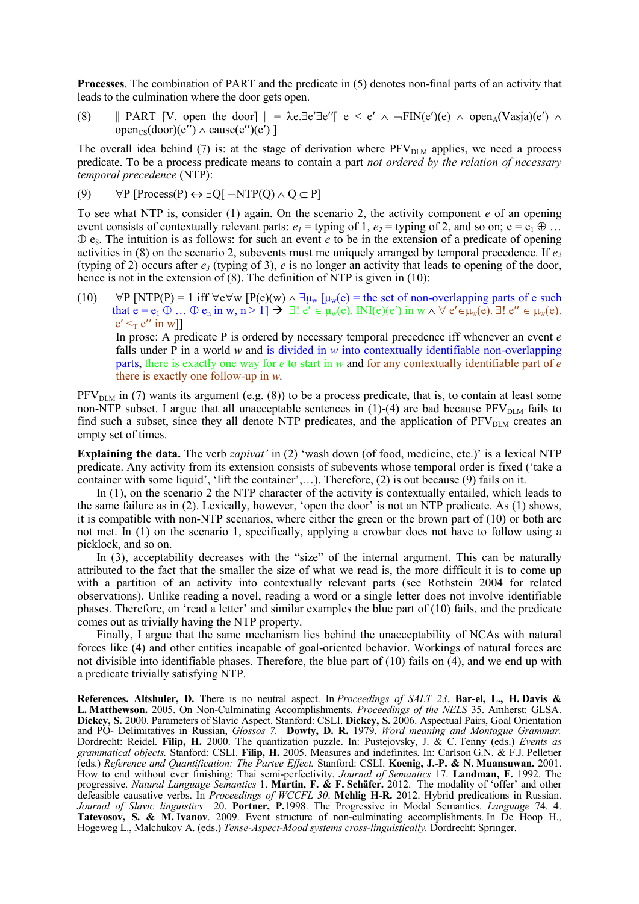**Processes**. The combination of PART and the predicate in (5) denotes non-final parts of an activity that leads to the culmination where the door gets open.

(8) $\|$ PART [V. open the door] $\|$ = $\lambda e.\exists e'\exists e''[\ e < e' \wedge \neg FIN(e')(e) \wedge open_A(Vasja)(e') \wedge open_{CS}(door)(e'') \wedge cause(e'')(e')\ ]$

The overall idea behind (7) is: at the stage of derivation where $PFV_{DLM}$ applies, we need a process predicate. To be a process predicate means to contain a part *not ordered by the relation of necessary temporal precedence* (NTP):

(9) $\forall P\ [Process(P) \leftrightarrow \exists Q[\ \neg NTP(Q) \wedge Q \subseteq P]$

To see what NTP is, consider (1) again. On the scenario 2, the activity component *e* of an opening event consists of contextually relevant parts: $e_1$ = typing of 1, $e_2$ = typing of 2, and so on; $e = e_1 \oplus \ldots \oplus e_8$. The intuition is as follows: for such an event *e* to be in the extension of a predicate of opening activities in (8) on the scenario 2, subevents must me uniquely arranged by temporal precedence. If $e_2$ (typing of 2) occurs after $e_3$ (typing of 3), *e* is no longer an activity that leads to opening of the door, hence is not in the extension of (8). The definition of NTP is given in (10):

(10) $\forall P\ [NTP(P) = 1$ iff $\forall e \forall w\ [P(e)(w) \wedge \exists \mu_w\ [\mu_w(e)$ = the set of non-overlapping parts of e such that $e = e_1 \oplus \ldots \oplus e_n$ in w, $n > 1] \rightarrow \exists!\ e' \in \mu_w(e).\ INI(e)(e')$ in $w \wedge \forall\ e' \in \mu_w(e).\ \exists!\ e'' \in \mu_w(e).\ e' <_T e''$ in w]]

In prose: A predicate P is ordered by necessary temporal precedence iff whenever an event *e* falls under P in a world *w* and is divided in *w* into contextually identifiable non-overlapping parts, there is exactly one way for *e* to start in *w* and for any contextually identifiable part of *e* there is exactly one follow-up in *w*.

$PFV_{DLM}$ in (7) wants its argument (e.g. (8)) to be a process predicate, that is, to contain at least some non-NTP subset. I argue that all unacceptable sentences in (1)-(4) are bad because $PFV_{DLM}$ fails to find such a subset, since they all denote NTP predicates, and the application of $PFV_{DLM}$ creates an empty set of times.

**Explaining the data.** The verb *zapivat'* in (2) 'wash down (of food, medicine, etc.)' is a lexical NTP predicate. Any activity from its extension consists of subevents whose temporal order is fixed ('take a container with some liquid', 'lift the container',…). Therefore, (2) is out because (9) fails on it.

In (1), on the scenario 2 the NTP character of the activity is contextually entailed, which leads to the same failure as in (2). Lexically, however, 'open the door' is not an NTP predicate. As (1) shows, it is compatible with non-NTP scenarios, where either the green or the brown part of (10) or both are not met. In (1) on the scenario 1, specifically, applying a crowbar does not have to follow using a picklock, and so on.

In (3), acceptability decreases with the "size" of the internal argument. This can be naturally attributed to the fact that the smaller the size of what we read is, the more difficult it is to come up with a partition of an activity into contextually relevant parts (see Rothstein 2004 for related observations). Unlike reading a novel, reading a word or a single letter does not involve identifiable phases. Therefore, on 'read a letter' and similar examples the blue part of (10) fails, and the predicate comes out as trivially having the NTP property.

Finally, I argue that the same mechanism lies behind the unacceptability of NCAs with natural forces like (4) and other entities incapable of goal-oriented behavior. Workings of natural forces are not divisible into identifiable phases. Therefore, the blue part of (10) fails on (4), and we end up with a predicate trivially satisfying NTP.

**References. Altshuler, D.** There is no neutral aspect. In *Proceedings of SALT 23*. **Bar-el, L., H. Davis & L. Matthewson.** 2005. On Non-Culminating Accomplishments. *Proceedings of the NELS* 35. Amherst: GLSA. **Dickey, S.** 2000. Parameters of Slavic Aspect. Stanford: CSLI. **Dickey, S.** 2006. Aspectual Pairs, Goal Orientation and PO- Delimitatives in Russian, *Glossos 7*. **Dowty, D. R.** 1979. *Word meaning and Montague Grammar.* Dordrecht: Reidel. **Filip, H.** 2000. The quantization puzzle. In: Pustejovsky, J. & C. Tenny (eds.) *Events as grammatical objects.* Stanford: CSLI. **Filip, H.** 2005. Measures and indefinites. In: Carlson G.N. & F.J. Pelletier (eds.) *Reference and Quantification: The Partee Effect.* Stanford: CSLI. **Koenig, J.-P. & N. Muansuwan.** 2001. How to end without ever finishing: Thai semi-perfectivity. *Journal of Semantics* 17. **Landman, F.** 1992. The progressive. *Natural Language Semantics* 1. **Martin, F. & F. Schäfer.** 2012. The modality of 'offer' and other defeasible causative verbs. In *Proceedings of WCCFL 30*. **Mehlig H-R.** 2012. Hybrid predications in Russian. *Journal of Slavic linguistics* 20. **Portner, P.**1998. The Progressive in Modal Semantics. *Language* 74. 4. **Tatevosov, S. & M. Ivanov**. 2009. Event structure of non-culminating accomplishments. In De Hoop H., Hogeweg L., Malchukov A. (eds.) *Tense-Aspect-Mood systems cross-linguistically.* Dordrecht: Springer.